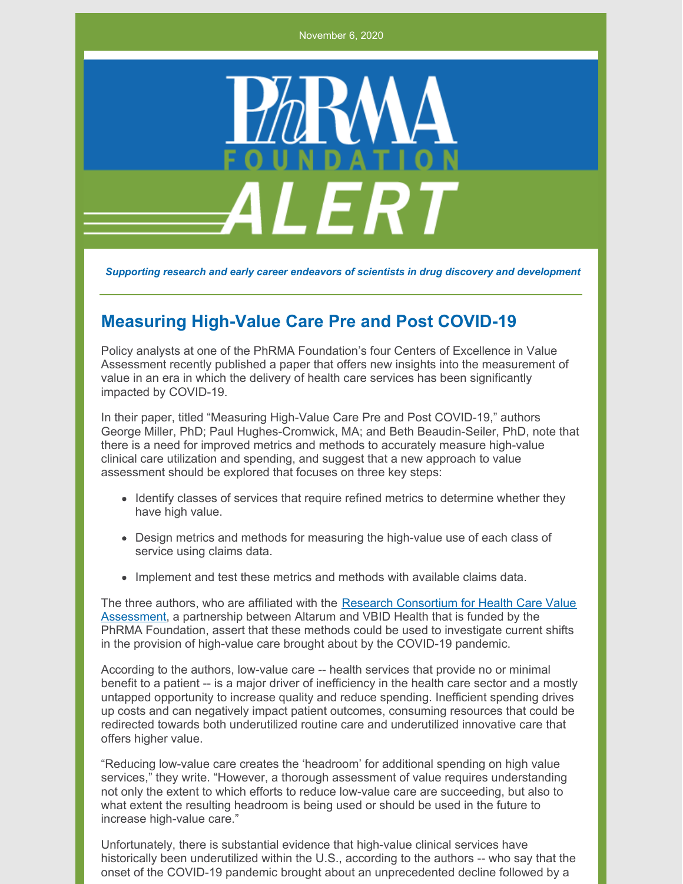November 6, 2020

PhRMA FOUNDATION ALERT

*Supporting research and early career endeavors of scientists in drug discovery and development*

## Measuring High-Value Care Pre and Post COVID-19

Policy analysts at one of the PhRMA Foundation's four Centers of Excellence in Value Assessment recently published a paper that offers new insights into the measurement of value in an era in which the delivery of health care services has been significantly impacted by COVID-19.

In their paper, titled "Measuring High-Value Care Pre and Post COVID-19," authors George Miller, PhD; Paul Hughes-Cromwick, MA; and Beth Beaudin-Seiler, PhD, note that there is a need for improved metrics and methods to accurately measure high-value clinical care utilization and spending, and suggest that a new approach to value assessment should be explored that focuses on three key steps:

- Identify classes of services that require refined metrics to determine whether they have high value.
- Design metrics and methods for measuring the high-value use of each class of service using claims data.
- Implement and test these metrics and methods with available claims data.

The three authors, who are affiliated with the Research Consortium for Health Care Value Assessment, a partnership between Altarum and VBID Health that is funded by the PhRMA Foundation, assert that these methods could be used to investigate current shifts in the provision of high-value care brought about by the COVID-19 pandemic.

According to the authors, low-value care -- health services that provide no or minimal benefit to a patient -- is a major driver of inefficiency in the health care sector and a mostly untapped opportunity to increase quality and reduce spending. Inefficient spending drives up costs and can negatively impact patient outcomes, consuming resources that could be redirected towards both underutilized routine care and underutilized innovative care that offers higher value.

"Reducing low-value care creates the 'headroom' for additional spending on high value services," they write. "However, a thorough assessment of value requires understanding not only the extent to which efforts to reduce low-value care are succeeding, but also to what extent the resulting headroom is being used or should be used in the future to increase high-value care."

Unfortunately, there is substantial evidence that high-value clinical services have historically been underutilized within the U.S., according to the authors -- who say that the onset of the COVID-19 pandemic brought about an unprecedented decline followed by a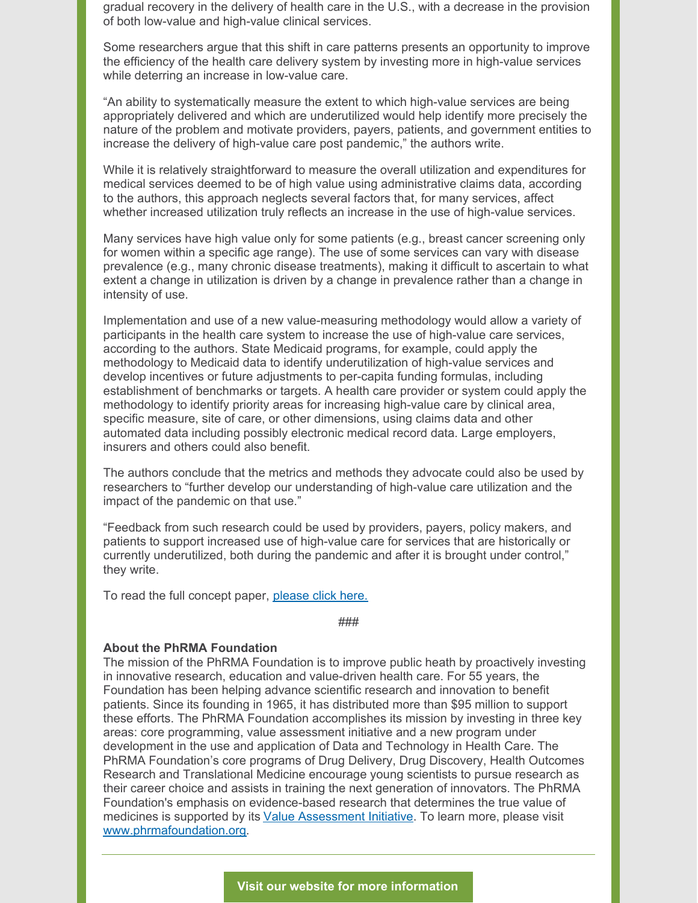gradual recovery in the delivery of health care in the U.S., with a decrease in the provision of both low-value and high-value clinical services.

Some researchers argue that this shift in care patterns presents an opportunity to improve the efficiency of the health care delivery system by investing more in high-value services while deterring an increase in low-value care.

"An ability to systematically measure the extent to which high-value services are being appropriately delivered and which are underutilized would help identify more precisely the nature of the problem and motivate providers, payers, patients, and government entities to increase the delivery of high-value care post pandemic," the authors write.

While it is relatively straightforward to measure the overall utilization and expenditures for medical services deemed to be of high value using administrative claims data, according to the authors, this approach neglects several factors that, for many services, affect whether increased utilization truly reflects an increase in the use of high-value services.

Many services have high value only for some patients (e.g., breast cancer screening only for women within a specific age range). The use of some services can vary with disease prevalence (e.g., many chronic disease treatments), making it difficult to ascertain to what extent a change in utilization is driven by a change in prevalence rather than a change in intensity of use.

Implementation and use of a new value-measuring methodology would allow a variety of participants in the health care system to increase the use of high-value care services, according to the authors. State Medicaid programs, for example, could apply the methodology to Medicaid data to identify underutilization of high-value services and develop incentives or future adjustments to per-capita funding formulas, including establishment of benchmarks or targets. A health care provider or system could apply the methodology to identify priority areas for increasing high-value care by clinical area, specific measure, site of care, or other dimensions, using claims data and other automated data including possibly electronic medical record data. Large employers, insurers and others could also benefit.

The authors conclude that the metrics and methods they advocate could also be used by researchers to "further develop our understanding of high-value care utilization and the impact of the pandemic on that use."

"Feedback from such research could be used by providers, payers, policy makers, and patients to support increased use of high-value care for services that are historically or currently underutilized, both during the pandemic and after it is brought under control," they write.

To read the full concept paper, please click here.

###

**About the PhRMA Foundation**

The mission of the PhRMA Foundation is to improve public heath by proactively investing in innovative research, education and value-driven health care. For 55 years, the Foundation has been helping advance scientific research and innovation to benefit patients. Since its founding in 1965, it has distributed more than $95 million to support these efforts. The PhRMA Foundation accomplishes its mission by investing in three key areas: core programming, value assessment initiative and a new program under development in the use and application of Data and Technology in Health Care. The PhRMA Foundation's core programs of Drug Delivery, Drug Discovery, Health Outcomes Research and Translational Medicine encourage young scientists to pursue research as their career choice and assists in training the next generation of innovators. The PhRMA Foundation's emphasis on evidence-based research that determines the true value of medicines is supported by its Value Assessment Initiative. To learn more, please visit www.phrmafoundation.org.

---

**Visit our website for more information**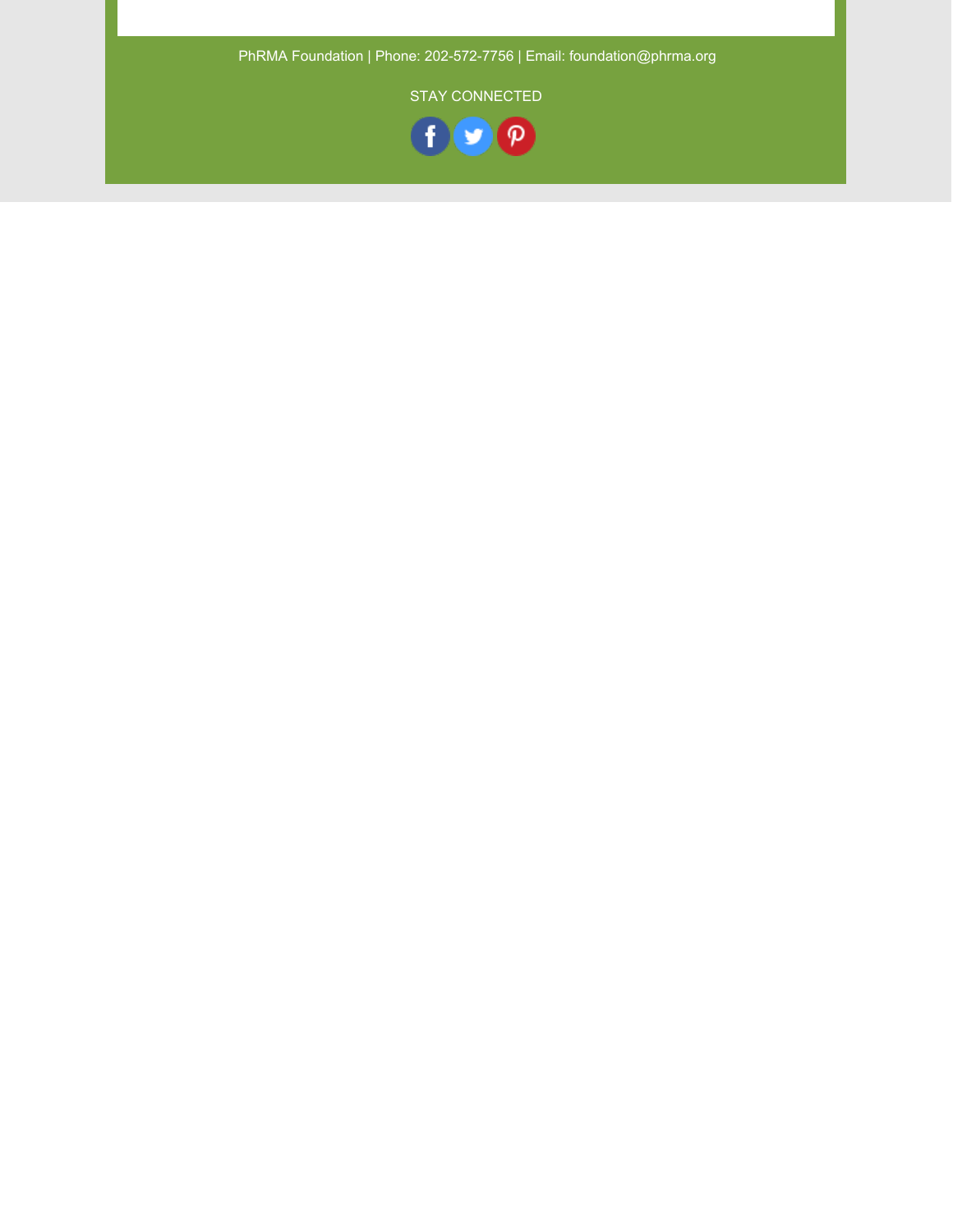PhRMA Foundation | Phone: 202-572-7756 | Email: foundation@phrma.org

STAY CONNECTED